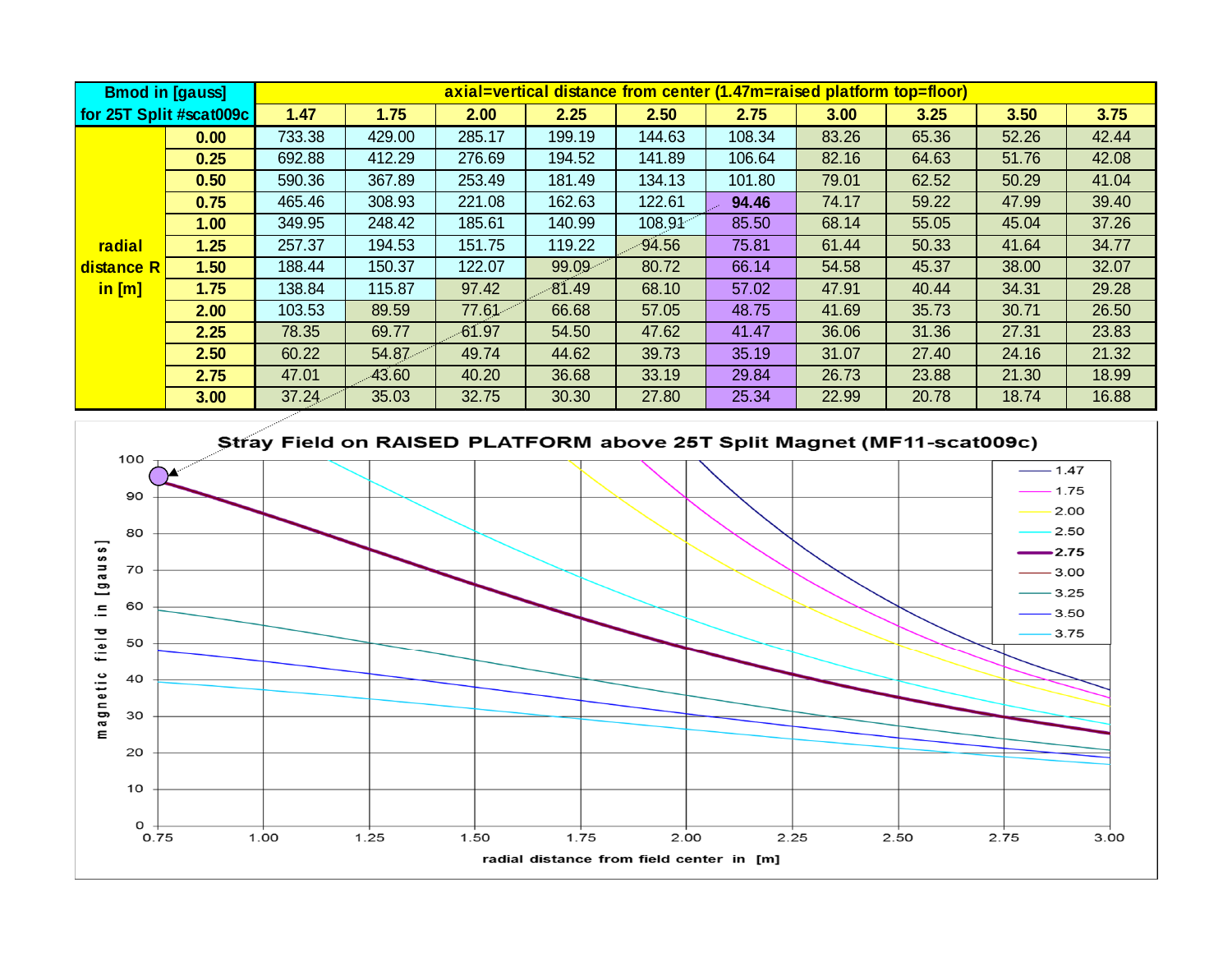| Bmod in [gauss] for 25T Split #scat009c | | axial=vertical distance from center (1.47m=raised platform top=floor) | | | | | | | | | |
|---|---|---|---|---|---|---|---|---|---|---|---|
| | | 1.47 | 1.75 | 2.00 | 2.25 | 2.50 | 2.75 | 3.00 | 3.25 | 3.50 | 3.75 |
| radial distance R in [m] | 0.00 | 733.38 | 429.00 | 285.17 | 199.19 | 144.63 | 108.34 | 83.26 | 65.36 | 52.26 | 42.44 |
| | 0.25 | 692.88 | 412.29 | 276.69 | 194.52 | 141.89 | 106.64 | 82.16 | 64.63 | 51.76 | 42.08 |
| | 0.50 | 590.36 | 367.89 | 253.49 | 181.49 | 134.13 | 101.80 | 79.01 | 62.52 | 50.29 | 41.04 |
| | 0.75 | 465.46 | 308.93 | 221.08 | 162.63 | 122.61 | **94.46** | 74.17 | 59.22 | 47.99 | 39.40 |
| | 1.00 | 349.95 | 248.42 | 185.61 | 140.99 | 108.91 | 85.50 | 68.14 | 55.05 | 45.04 | 37.26 |
| | 1.25 | 257.37 | 194.53 | 151.75 | 119.22 | 94.56 | 75.81 | 61.44 | 50.33 | 41.64 | 34.77 |
| | 1.50 | 188.44 | 150.37 | 122.07 | 99.09 | 80.72 | 66.14 | 54.58 | 45.37 | 38.00 | 32.07 |
| | 1.75 | 138.84 | 115.87 | 97.42 | 81.49 | 68.10 | 57.02 | 47.91 | 40.44 | 34.31 | 29.28 |
| | 2.00 | 103.53 | 89.59 | 77.61 | 66.68 | 57.05 | 48.75 | 41.69 | 35.73 | 30.71 | 26.50 |
| | 2.25 | 78.35 | 69.77 | 61.97 | 54.50 | 47.62 | 41.47 | 36.06 | 31.36 | 27.31 | 23.83 |
| | 2.50 | 60.22 | 54.87 | 49.74 | 44.62 | 39.73 | 35.19 | 31.07 | 27.40 | 24.16 | 21.32 |
| | 2.75 | 47.01 | 43.60 | 40.20 | 36.68 | 33.19 | 29.84 | 26.73 | 23.88 | 21.30 | 18.99 |
| | 3.00 | 37.24 | 35.03 | 32.75 | 30.30 | 27.80 | 25.34 | 22.99 | 20.78 | 18.74 | 16.88 |

**Stray Field on RAISED PLATFORM above 25T Split Magnet (MF11-scat009c)**

magnetic field in [gauss]

radial distance from field center in [m]

Legend: 1.47, 1.75, 2.00, 2.50, 2.75, 3.00, 3.25, 3.50, 3.75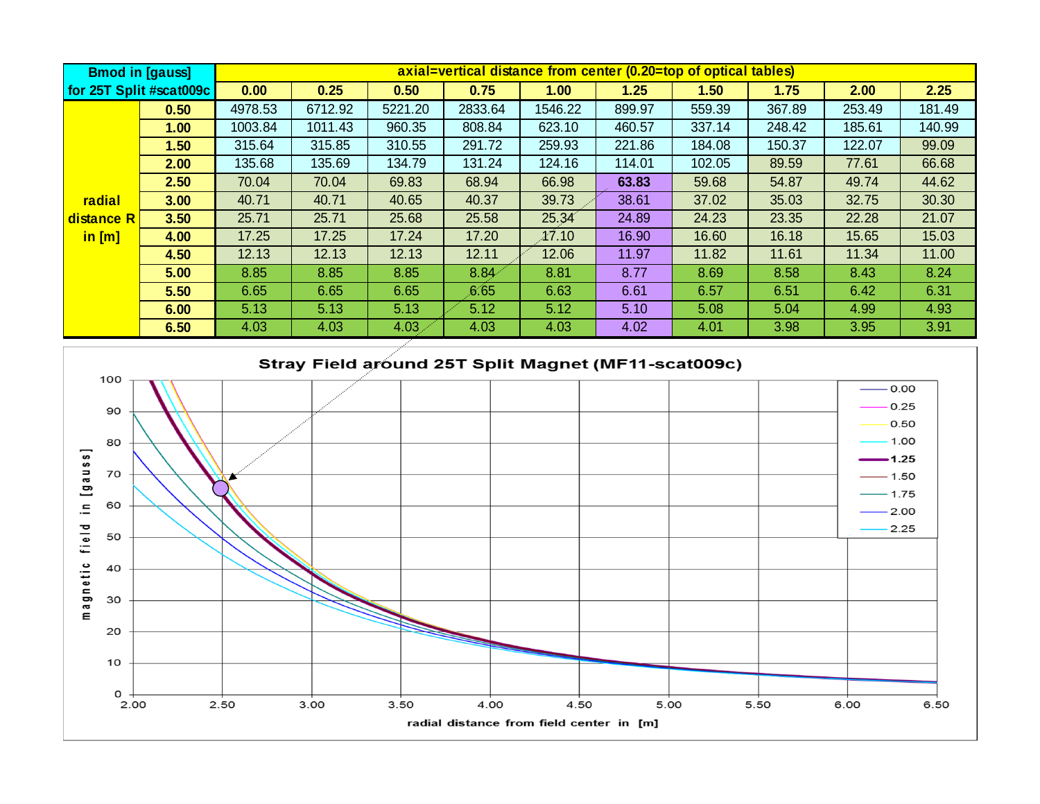| Bmod in [gauss] for 25T Split #scat009c | | axial=vertical distance from center (0.20=top of optical tables) | | | | | | | | | |
|---|---|---|---|---|---|---|---|---|---|---|---|
| | | 0.00 | 0.25 | 0.50 | 0.75 | 1.00 | 1.25 | 1.50 | 1.75 | 2.00 | 2.25 |
| radial distance R in [m] | 0.50 | 4978.53 | 6712.92 | 5221.20 | 2833.64 | 1546.22 | 899.97 | 559.39 | 367.89 | 253.49 | 181.49 |
| | 1.00 | 1003.84 | 1011.43 | 960.35 | 808.84 | 623.10 | 460.57 | 337.14 | 248.42 | 185.61 | 140.99 |
| | 1.50 | 315.64 | 315.85 | 310.55 | 291.72 | 259.93 | 221.86 | 184.08 | 150.37 | 122.07 | 99.09 |
| | 2.00 | 135.68 | 135.69 | 134.79 | 131.24 | 124.16 | 114.01 | 102.05 | 89.59 | 77.61 | 66.68 |
| | 2.50 | 70.04 | 70.04 | 69.83 | 68.94 | 66.98 | **63.83** | 59.68 | 54.87 | 49.74 | 44.62 |
| | 3.00 | 40.71 | 40.71 | 40.65 | 40.37 | 39.73 | 38.61 | 37.02 | 35.03 | 32.75 | 30.30 |
| | 3.50 | 25.71 | 25.71 | 25.68 | 25.58 | 25.34 | 24.89 | 24.23 | 23.35 | 22.28 | 21.07 |
| | 4.00 | 17.25 | 17.25 | 17.24 | 17.20 | 17.10 | 16.90 | 16.60 | 16.18 | 15.65 | 15.03 |
| | 4.50 | 12.13 | 12.13 | 12.13 | 12.11 | 12.06 | 11.97 | 11.82 | 11.61 | 11.34 | 11.00 |
| | 5.00 | 8.85 | 8.85 | 8.85 | 8.84 | 8.81 | 8.77 | 8.69 | 8.58 | 8.43 | 8.24 |
| | 5.50 | 6.65 | 6.65 | 6.65 | 6.65 | 6.63 | 6.61 | 6.57 | 6.51 | 6.42 | 6.31 |
| | 6.00 | 5.13 | 5.13 | 5.13 | 5.12 | 5.12 | 5.10 | 5.08 | 5.04 | 4.99 | 4.93 |
| | 6.50 | 4.03 | 4.03 | 4.03 | 4.03 | 4.03 | 4.02 | 4.01 | 3.98 | 3.95 | 3.91 |

Stray Field around 25T Split Magnet (MF11-scat009c)

magnetic field in [gauss]

100
90
80
70
60
50
40
30
20
10
0

2.00 2.50 3.00 3.50 4.00 4.50 5.00 5.50 6.00 6.50

radial distance from field center in [m]

0.00
0.25
0.50
1.00
1.25
1.50
1.75
2.00
2.25